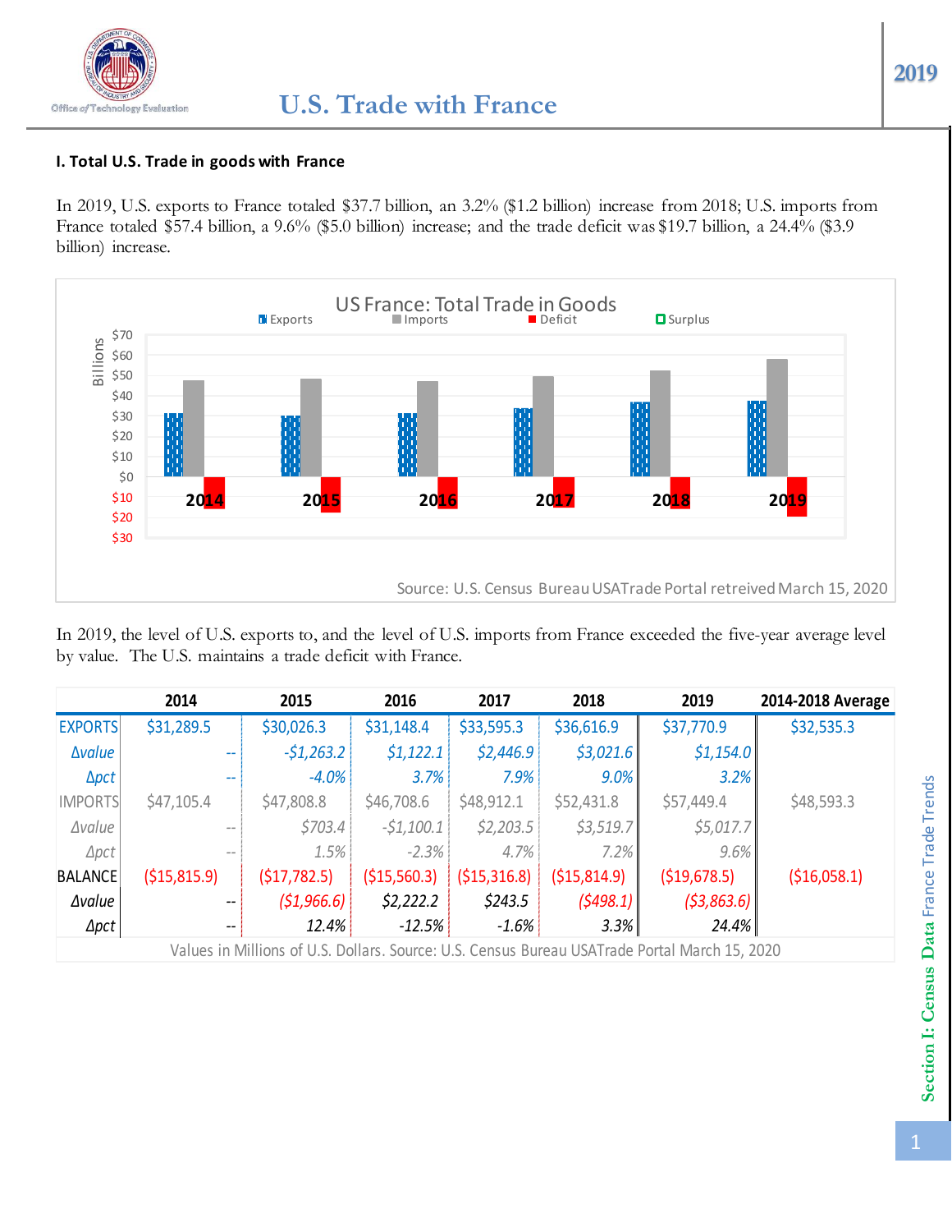# U.S. Trade with France

## I. Total U.S. Trade in goods with France

In 2019, U.S. exports to France totaled $37.7 billion, an 3.2% ($1.2 billion) increase from 2018; U.S. imports from France totaled $57.4 billion, a 9.6% ($5.0 billion) increase; and the trade deficit was $19.7 billion, a 24.4% ($3.9 billion) increase.

In 2019, the level of U.S. exports to, and the level of U.S. imports from France exceeded the five-year average level by value. The U.S. maintains a trade deficit with France.

| | 2014 | 2015 | 2016 | 2017 | 2018 | 2019 | 2014-2018 Average |
|---|---|---|---|---|---|---|---|
| EXPORTS | $31,289.5 | $30,026.3 | $31,148.4 | $33,595.3 | $36,616.9 | $37,770.9 | $32,535.3 |
| *Δvalue* | -- | *-$1,263.2* | *$1,122.1* | *$2,446.9* | *$3,021.6* | *$1,154.0* | |
| *Δpct* | -- | *-4.0%* | *3.7%* | *7.9%* | *9.0%* | *3.2%* | |
| IMPORTS | $47,105.4 | $47,808.8 | $46,708.6 | $48,912.1 | $52,431.8 | $57,449.4 | $48,593.3 |
| *Δvalue* | -- | *$703.4* | *-$1,100.1* | *$2,203.5* | *$3,519.7* | *$5,017.7* | |
| *Δpct* | -- | *1.5%* | *-2.3%* | *4.7%* | *7.2%* | *9.6%* | |
| BALANCE | ($15,815.9) | ($17,782.5) | ($15,560.3) | ($15,316.8) | ($15,814.9) | ($19,678.5) | ($16,058.1) |
| *Δvalue* | -- | *($1,966.6)* | *$2,222.2* | *$243.5* | *($498.1)* | *($3,863.6)* | |
| *Δpct* | -- | *12.4%* | *-12.5%* | *-1.6%* | *3.3%* | *24.4%* | |

Values in Millions of U.S. Dollars. Source: U.S. Census Bureau USATrade Portal March 15, 2020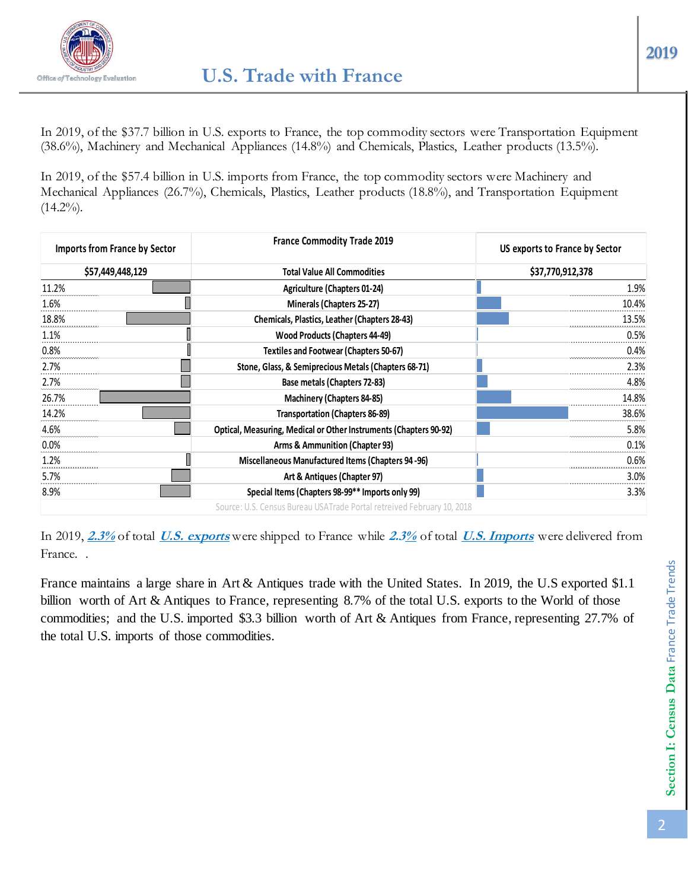# U.S. Trade with France

In 2019, of the $37.7 billion in U.S. exports to France, the top commodity sectors were Transportation Equipment (38.6%), Machinery and Mechanical Appliances (14.8%) and Chemicals, Plastics, Leather products (13.5%).

In 2019, of the $57.4 billion in U.S. imports from France, the top commodity sectors were Machinery and Mechanical Appliances (26.7%), Chemicals, Plastics, Leather products (18.8%), and Transportation Equipment (14.2%).

| Imports from France by Sector | France Commodity Trade 2019 | US exports to France by Sector |
|---|---|---|
| $57,449,448,129 | Total Value All Commodities | $37,770,912,378 |
| 11.2% | Agriculture (Chapters 01-24) | 1.9% |
| 1.6% | Minerals (Chapters 25-27) | 10.4% |
| 18.8% | Chemicals, Plastics, Leather (Chapters 28-43) | 13.5% |
| 1.1% | Wood Products (Chapters 44-49) | 0.5% |
| 0.8% | Textiles and Footwear (Chapters 50-67) | 0.4% |
| 2.7% | Stone, Glass, & Semiprecious Metals (Chapters 68-71) | 2.3% |
| 2.7% | Base metals (Chapters 72-83) | 4.8% |
| 26.7% | Machinery (Chapters 84-85) | 14.8% |
| 14.2% | Transportation (Chapters 86-89) | 38.6% |
| 4.6% | Optical, Measuring, Medical or Other Instruments (Chapters 90-92) | 5.8% |
| 0.0% | Arms & Ammunition (Chapter 93) | 0.1% |
| 1.2% | Miscellaneous Manufactured Items (Chapters 94 -96) | 0.6% |
| 5.7% | Art & Antiques (Chapter 97) | 3.0% |
| 8.9% | Special Items (Chapters 98-99** Imports only 99) | 3.3% |

Source: U.S. Census Bureau USATrade Portal retreived February 10, 2018

In 2019, ***2.3%*** of total ***U.S. exports*** were shipped to France while ***2.3%*** of total ***U.S. Imports*** were delivered from France. .

France maintains a large share in Art & Antiques trade with the United States. In 2019, the U.S exported $1.1 billion worth of Art & Antiques to France, representing 8.7% of the total U.S. exports to the World of those commodities; and the U.S. imported $3.3 billion worth of Art & Antiques from France, representing 27.7% of the total U.S. imports of those commodities.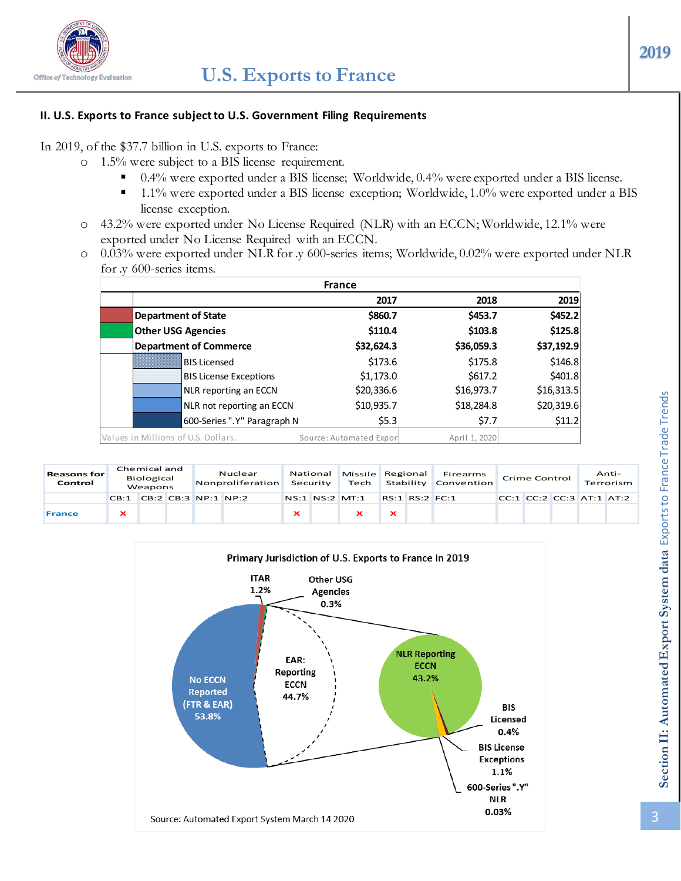## II. U.S. Exports to France subject to U.S. Government Filing Requirements

In 2019, of the $37.7 billion in U.S. exports to France:

- 1.5% were subject to a BIS license requirement.
  - 0.4% were exported under a BIS license; Worldwide, 0.4% were exported under a BIS license.
  - 1.1% were exported under a BIS license exception; Worldwide, 1.0% were exported under a BIS license exception.
- 43.2% were exported under No License Required (NLR) with an ECCN; Worldwide, 12.1% were exported under No License Required with an ECCN.
- 0.03% were exported under NLR for .y 600-series items; Worldwide, 0.02% were exported under NLR for .y 600-series items.

**France**

| | 2017 | 2018 | 2019 |
|---|---|---|---|
| **Department of State** | **$860.7** | **$453.7** | **$452.2** |
| **Other USG Agencies** | **$110.4** | **$103.8** | **$125.8** |
| **Department of Commerce** | **$32,624.3** | **$36,059.3** | **$37,192.9** |
| BIS Licensed | $173.6 | $175.8 | $146.8 |
| BIS License Exceptions | $1,173.0 | $617.2 | $401.8 |
| NLR reporting an ECCN | $20,336.6 | $16,973.7 | $16,313.5 |
| NLR not reporting an ECCN | $10,935.7 | $18,284.8 | $20,319.6 |
| 600-Series ".Y" Paragraph N | $5.3 | $7.7 | $11.2 |

Values in Millions of U.S. Dollars. Source: Automated Export April 1, 2020

| Reasons for Control | Chemical and Biological Weapons | | | Nuclear Nonproliferation | | National Security | | Missile Tech | Regional Stability | | Firearms Convention | Crime Control | | | Anti-Terrorism | |
|---|---|---|---|---|---|---|---|---|---|---|---|---|---|---|---|---|
| | CB:1 | CB:2 | CB:3 | NP:1 | NP:2 | NS:1 | NS:2 | MT:1 | RS:1 | RS:2 | FC:1 | CC:1 | CC:2 | CC:3 | AT:1 | AT:2 |
| France | × | | | | | × | | × | × | | | | | | | |

**Primary Jurisdiction of U.S. Exports to France in 2019**

- ITAR 1.2%
- Other USG Agencies 0.3%
- No ECCN Reported (FTR & EAR) 53.8%
- EAR: Reporting ECCN 44.7%
  - NLR Reporting ECCN 43.2%
  - BIS Licensed 0.4%
  - BIS License Exceptions 1.1%
  - 600-Series ".Y" NLR 0.03%

Source: Automated Export System March 14 2020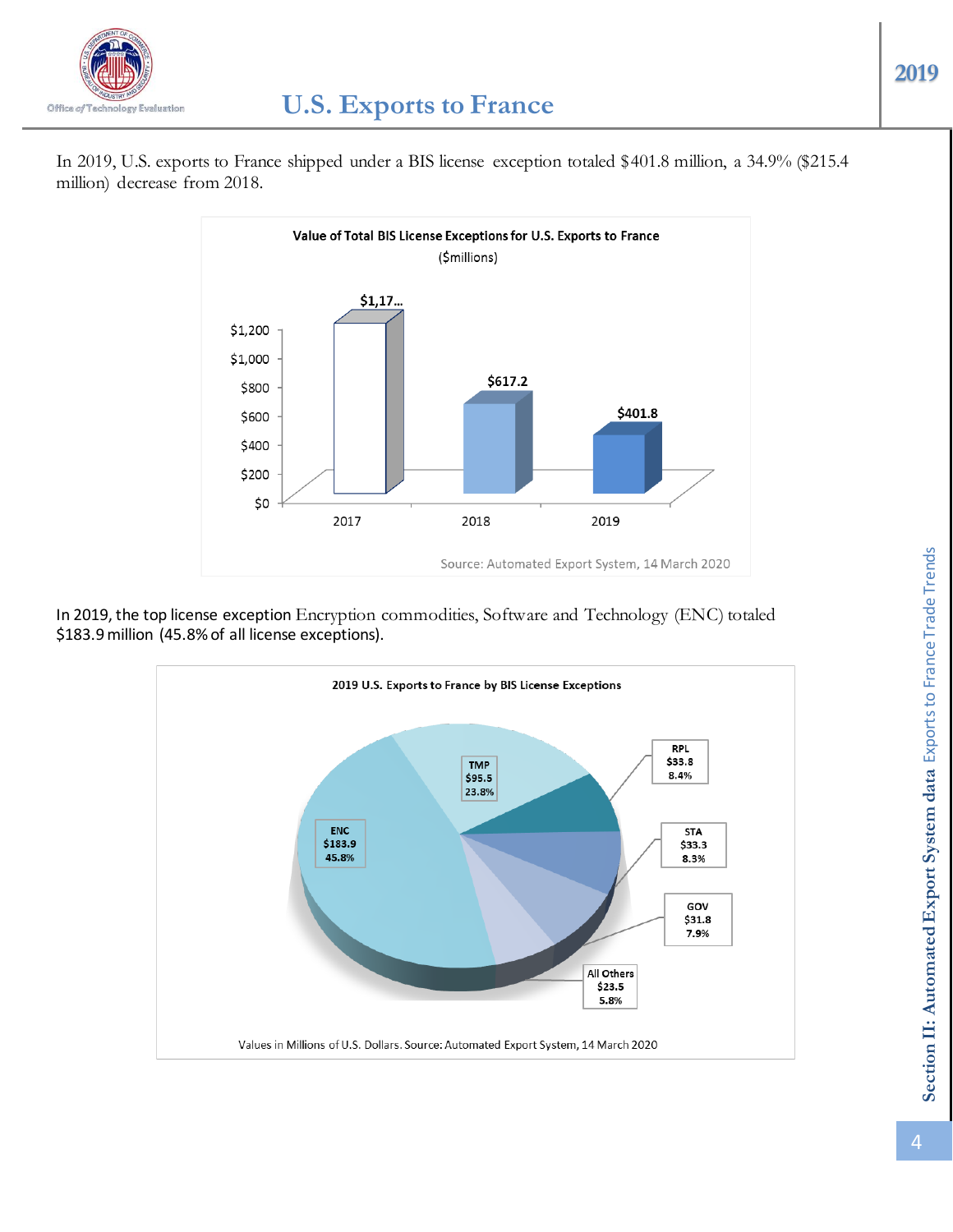# U.S. Exports to France

In 2019, U.S. exports to France shipped under a BIS license exception totaled $401.8 million, a 34.9% ($215.4 million) decrease from 2018.

**Value of Total BIS License Exceptions for U.S. Exports to France**
($millions)

| Year | Value |
|---|---|
| 2017 | $1,17... |
| 2018 | $617.2 |
| 2019 | $401.8 |

Source: Automated Export System, 14 March 2020

In 2019, the top license exception Encryption commodities, Software and Technology (ENC) totaled $183.9 million (45.8% of all license exceptions).

**2019 U.S. Exports to France by BIS License Exceptions**

| License Exception | Value | Share |
|---|---|---|
| ENC | $183.9 | 45.8% |
| TMP | $95.5 | 23.8% |
| RPL | $33.8 | 8.4% |
| STA | $33.3 | 8.3% |
| GOV | $31.8 | 7.9% |
| All Others | $23.5 | 5.8% |

Values in Millions of U.S. Dollars. Source: Automated Export System, 14 March 2020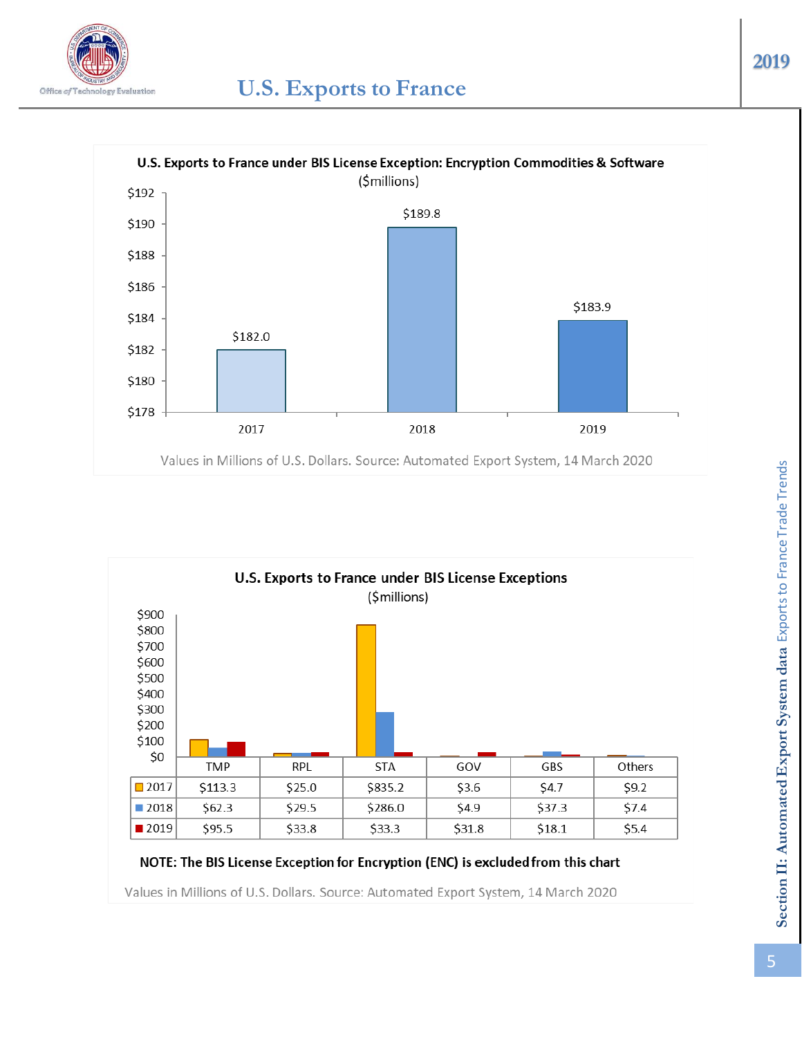# U.S. Exports to France

**U.S. Exports to France under BIS License Exception: Encryption Commodities & Software**
($millions)

| Year | Value |
|---|---|
| 2017 | $182.0 |
| 2018 | $189.8 |
| 2019 | $183.9 |

Values in Millions of U.S. Dollars. Source: Automated Export System, 14 March 2020

**U.S. Exports to France under BIS License Exceptions**
($millions)

| | TMP | RPL | STA | GOV | GBS | Others |
|---|---|---|---|---|---|---|
| 2017 | $113.3 | $25.0 | $835.2 | $3.6 | $4.7 | $9.2 |
| 2018 | $62.3 | $29.5 | $286.0 | $4.9 | $37.3 | $7.4 |
| 2019 | $95.5 | $33.8 | $33.3 | $31.8 | $18.1 | $5.4 |

**NOTE: The BIS License Exception for Encryption (ENC) is excluded from this chart**

Values in Millions of U.S. Dollars. Source: Automated Export System, 14 March 2020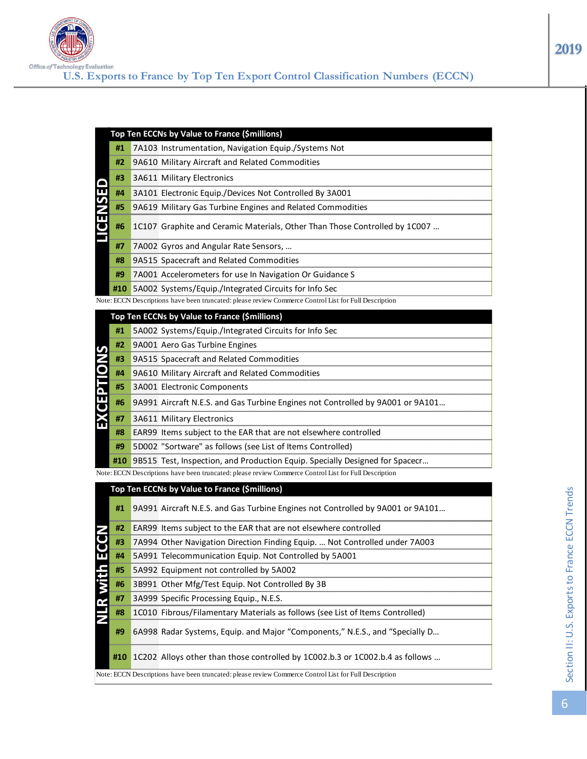# U.S. Exports to France by Top Ten Export Control Classification Numbers (ECCN)

## LICENSED

| Top Ten ECCNs by Value to France ($millions) | | |
|---|---|---|
| #1 | 7A103 | Instrumentation, Navigation Equip./Systems Not |
| #2 | 9A610 | Military Aircraft and Related Commodities |
| #3 | 3A611 | Military Electronics |
| #4 | 3A101 | Electronic Equip./Devices Not Controlled By 3A001 |
| #5 | 9A619 | Military Gas Turbine Engines and Related Commodities |
| #6 | 1C107 | Graphite and Ceramic Materials, Other Than Those Controlled by 1C007 … |
| #7 | 7A002 | Gyros and Angular Rate Sensors, … |
| #8 | 9A515 | Spacecraft and Related Commodities |
| #9 | 7A001 | Accelerometers for use In Navigation Or Guidance S |
| #10 | 5A002 | Systems/Equip./Integrated Circuits for Info Sec |

Note: ECCN Descriptions have been truncated: please review Commerce Control List for Full Description

## EXCEPTIONS

| Top Ten ECCNs by Value to France ($millions) | | |
|---|---|---|
| #1 | 5A002 | Systems/Equip./Integrated Circuits for Info Sec |
| #2 | 9A001 | Aero Gas Turbine Engines |
| #3 | 9A515 | Spacecraft and Related Commodities |
| #4 | 9A610 | Military Aircraft and Related Commodities |
| #5 | 3A001 | Electronic Components |
| #6 | 9A991 | Aircraft N.E.S. and Gas Turbine Engines not Controlled by 9A001 or 9A101… |
| #7 | 3A611 | Military Electronics |
| #8 | EAR99 | Items subject to the EAR that are not elsewhere controlled |
| #9 | 5D002 | "Sortware" as follows (see List of Items Controlled) |
| #10 | 9B515 | Test, Inspection, and Production Equip. Specially Designed for Spacecr… |

Note: ECCN Descriptions have been truncated: please review Commerce Control List for Full Description

## NLR with ECCN

| Top Ten ECCNs by Value to France ($millions) | | |
|---|---|---|
| #1 | 9A991 | Aircraft N.E.S. and Gas Turbine Engines not Controlled by 9A001 or 9A101… |
| #2 | EAR99 | Items subject to the EAR that are not elsewhere controlled |
| #3 | 7A994 | Other Navigation Direction Finding Equip. … Not Controlled under 7A003 |
| #4 | 5A991 | Telecommunication Equip. Not Controlled by 5A001 |
| #5 | 5A992 | Equipment not controlled by 5A002 |
| #6 | 3B991 | Other Mfg/Test Equip. Not Controlled By 3B |
| #7 | 3A999 | Specific Processing Equip., N.E.S. |
| #8 | 1C010 | Fibrous/Filamentary Materials as follows (see List of Items Controlled) |
| #9 | 6A998 | Radar Systems, Equip. and Major "Components," N.E.S., and "Specially D… |
| #10 | 1C202 | Alloys other than those controlled by 1C002.b.3 or 1C002.b.4 as follows … |

Note: ECCN Descriptions have been truncated: please review Commerce Control List for Full Description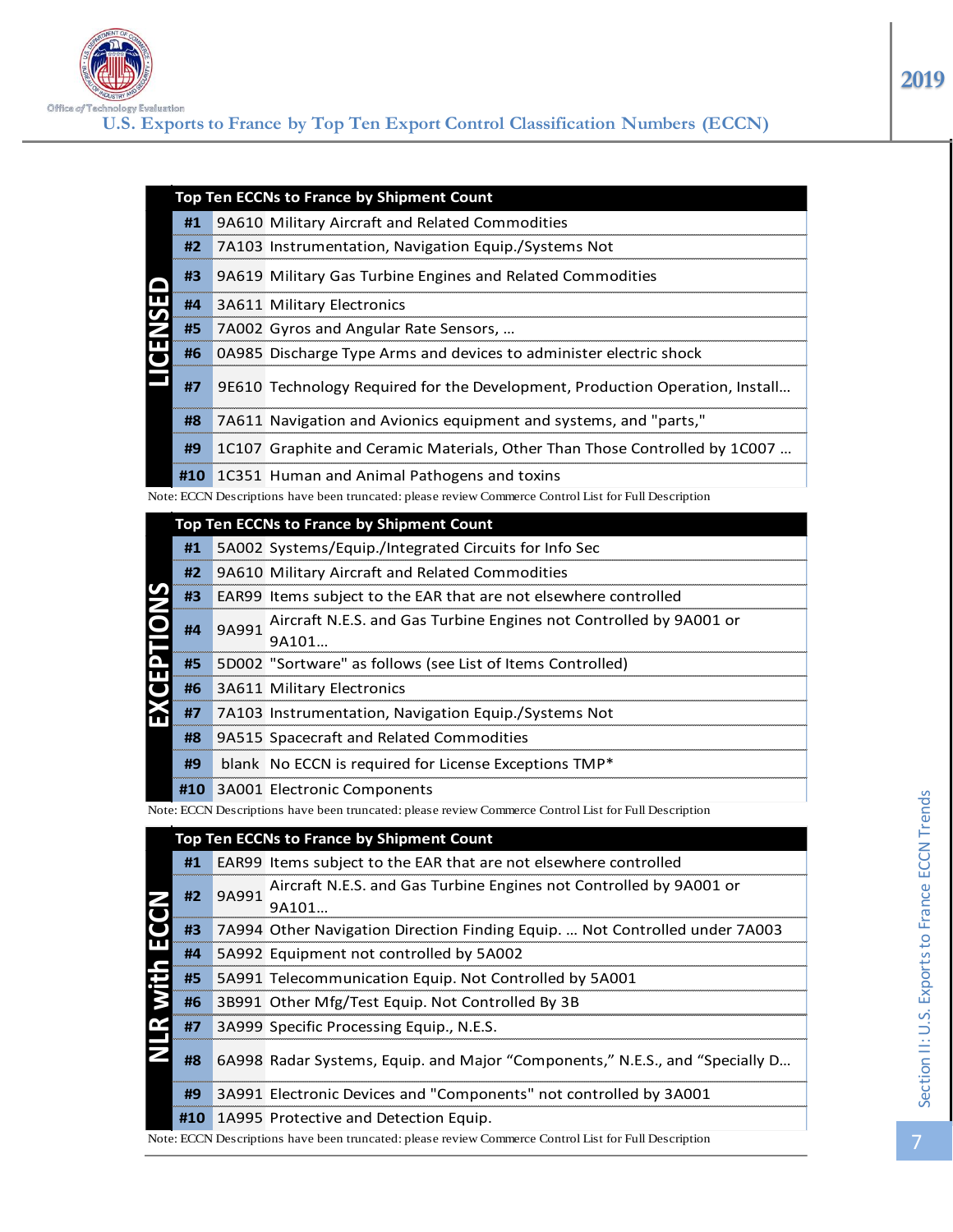# U.S. Exports to France by Top Ten Export Control Classification Numbers (ECCN)

**LICENSED**

| Top Ten ECCNs to France by Shipment Count | | |
|---|---|---|
| #1 | 9A610 | Military Aircraft and Related Commodities |
| #2 | 7A103 | Instrumentation, Navigation Equip./Systems Not |
| #3 | 9A619 | Military Gas Turbine Engines and Related Commodities |
| #4 | 3A611 | Military Electronics |
| #5 | 7A002 | Gyros and Angular Rate Sensors, … |
| #6 | 0A985 | Discharge Type Arms and devices to administer electric shock |
| #7 | 9E610 | Technology Required for the Development, Production Operation, Install… |
| #8 | 7A611 | Navigation and Avionics equipment and systems, and "parts," |
| #9 | 1C107 | Graphite and Ceramic Materials, Other Than Those Controlled by 1C007 … |
| #10 | 1C351 | Human and Animal Pathogens and toxins |

Note: ECCN Descriptions have been truncated: please review Commerce Control List for Full Description

**EXCEPTIONS**

| Top Ten ECCNs to France by Shipment Count | | |
|---|---|---|
| #1 | 5A002 | Systems/Equip./Integrated Circuits for Info Sec |
| #2 | 9A610 | Military Aircraft and Related Commodities |
| #3 | EAR99 | Items subject to the EAR that are not elsewhere controlled |
| #4 | 9A991 | Aircraft N.E.S. and Gas Turbine Engines not Controlled by 9A001 or 9A101… |
| #5 | 5D002 | "Sortware" as follows (see List of Items Controlled) |
| #6 | 3A611 | Military Electronics |
| #7 | 7A103 | Instrumentation, Navigation Equip./Systems Not |
| #8 | 9A515 | Spacecraft and Related Commodities |
| #9 | blank | No ECCN is required for License Exceptions TMP* |
| #10 | 3A001 | Electronic Components |

Note: ECCN Descriptions have been truncated: please review Commerce Control List for Full Description

**NLR with ECCN**

| Top Ten ECCNs to France by Shipment Count | | |
|---|---|---|
| #1 | EAR99 | Items subject to the EAR that are not elsewhere controlled |
| #2 | 9A991 | Aircraft N.E.S. and Gas Turbine Engines not Controlled by 9A001 or 9A101… |
| #3 | 7A994 | Other Navigation Direction Finding Equip. … Not Controlled under 7A003 |
| #4 | 5A992 | Equipment not controlled by 5A002 |
| #5 | 5A991 | Telecommunication Equip. Not Controlled by 5A001 |
| #6 | 3B991 | Other Mfg/Test Equip. Not Controlled By 3B |
| #7 | 3A999 | Specific Processing Equip., N.E.S. |
| #8 | 6A998 | Radar Systems, Equip. and Major "Components," N.E.S., and "Specially D… |
| #9 | 3A991 | Electronic Devices and "Components" not controlled by 3A001 |
| #10 | 1A995 | Protective and Detection Equip. |

Note: ECCN Descriptions have been truncated: please review Commerce Control List for Full Description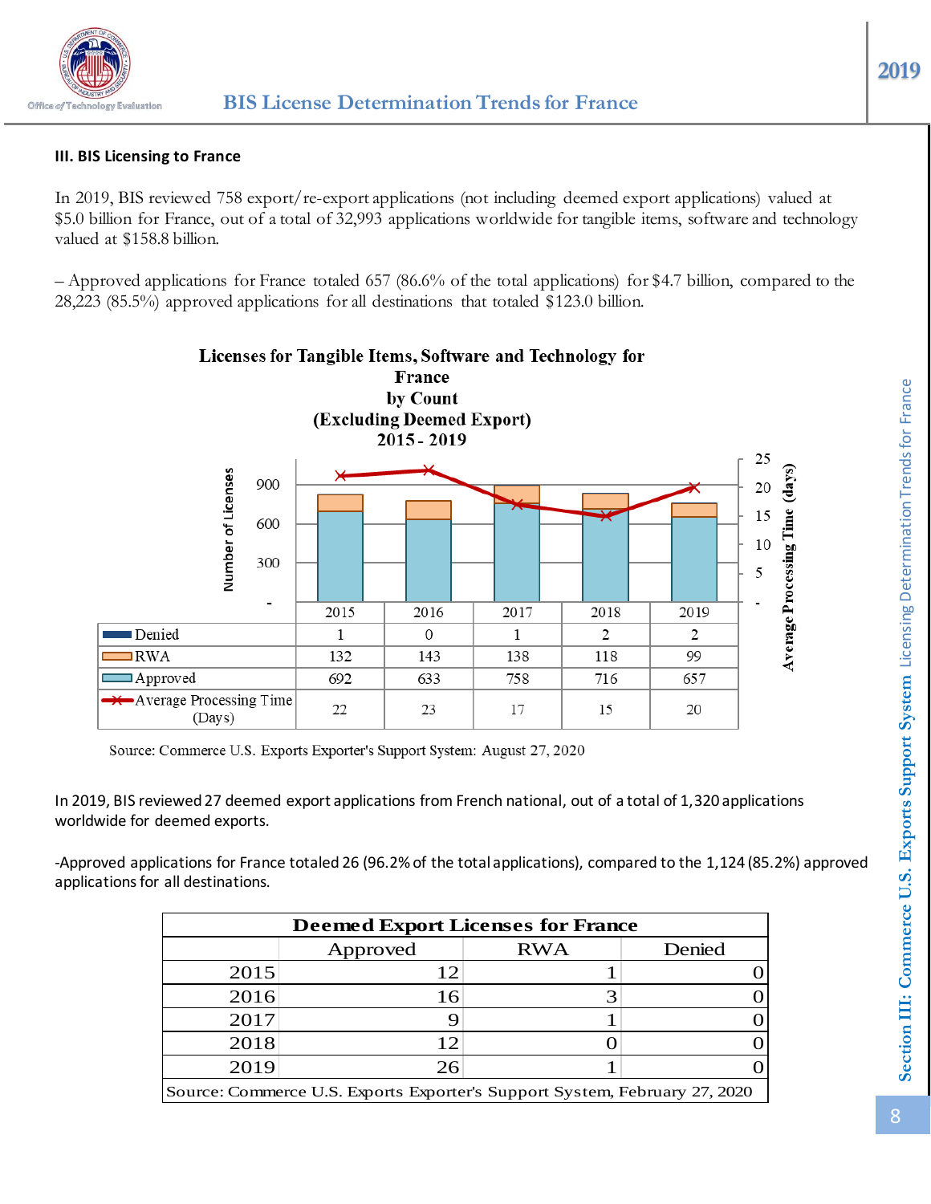### III. BIS Licensing to France

In 2019, BIS reviewed 758 export/re-export applications (not including deemed export applications) valued at $5.0 billion for France, out of a total of 32,993 applications worldwide for tangible items, software and technology valued at $158.8 billion.

– Approved applications for France totaled 657 (86.6% of the total applications) for $4.7 billion, compared to the 28,223 (85.5%) approved applications for all destinations that totaled $123.0 billion.

**Licenses for Tangible Items, Software and Technology for France by Count (Excluding Deemed Export) 2015 - 2019**

| | 2015 | 2016 | 2017 | 2018 | 2019 |
|---|---|---|---|---|---|
| Denied | 1 | 0 | 1 | 2 | 2 |
| RWA | 132 | 143 | 138 | 118 | 99 |
| Approved | 692 | 633 | 758 | 716 | 657 |
| Average Processing Time (Days) | 22 | 23 | 17 | 15 | 20 |

Source: Commerce U.S. Exports Exporter's Support System: August 27, 2020

In 2019, BIS reviewed 27 deemed export applications from French national, out of a total of 1,320 applications worldwide for deemed exports.

-Approved applications for France totaled 26 (96.2% of the total applications), compared to the 1,124 (85.2%) approved applications for all destinations.

**Deemed Export Licenses for France**

| | Approved | RWA | Denied |
|---|---|---|---|
| 2015 | 12 | 1 | 0 |
| 2016 | 16 | 3 | 0 |
| 2017 | 9 | 1 | 0 |
| 2018 | 12 | 0 | 0 |
| 2019 | 26 | 1 | 0 |

Source: Commerce U.S. Exports Exporter's Support System, February 27, 2020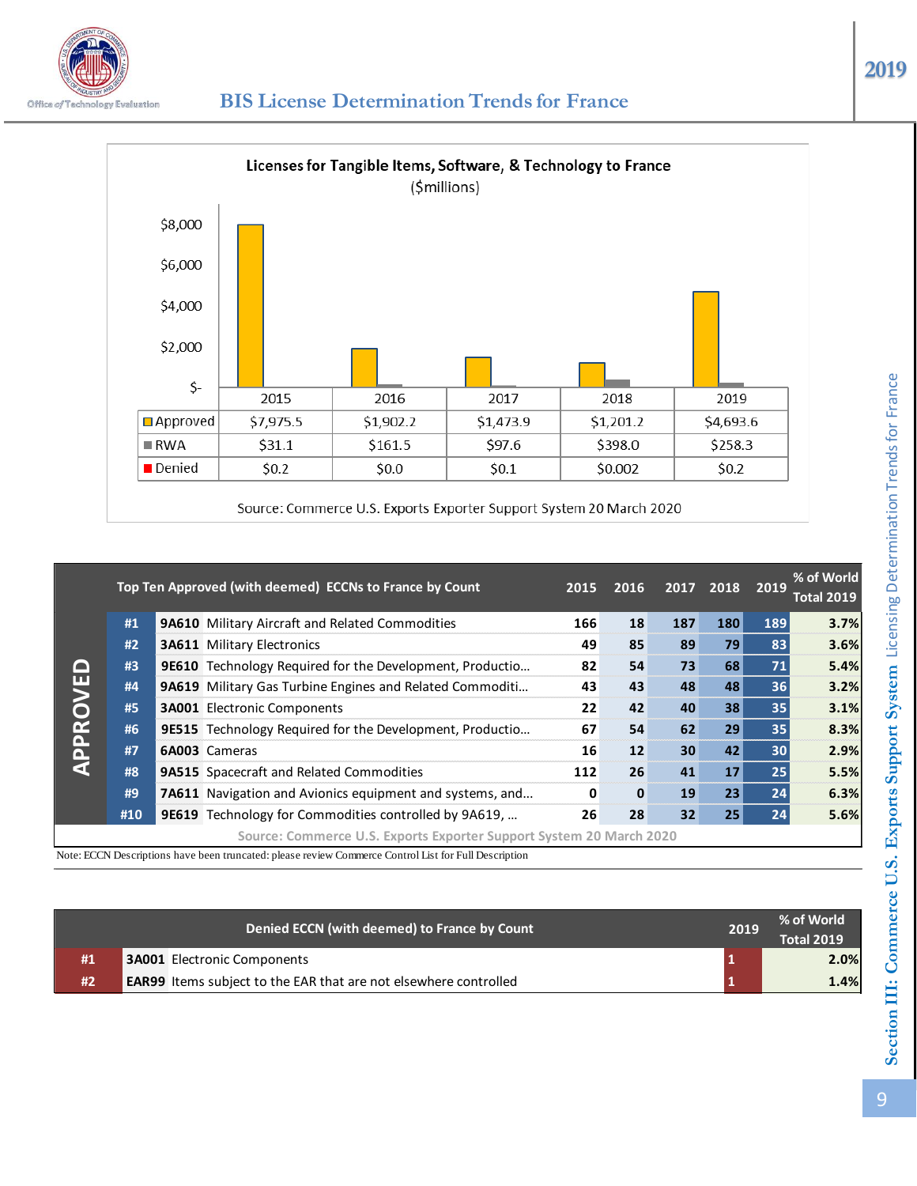# BIS License Determination Trends for France

**Licenses for Tangible Items, Software, & Technology to France**
($millions)

| | 2015 | 2016 | 2017 | 2018 | 2019 |
|---|---|---|---|---|---|
| Approved | $7,975.5 | $1,902.2 | $1,473.9 | $1,201.2 | $4,693.6 |
| RWA | $31.1 | $161.5 | $97.6 | $398.0 | $258.3 |
| Denied | $0.2 | $0.0 | $0.1 | $0.002 | $0.2 |

Source: Commerce U.S. Exports Exporter Support System 20 March 2020

| APPROVED | Top Ten Approved (with deemed) ECCNs to France by Count | | 2015 | 2016 | 2017 | 2018 | 2019 | % of World Total 2019 |
|---|---|---|---|---|---|---|---|---|
| #1 | 9A610 | Military Aircraft and Related Commodities | 166 | 18 | 187 | 180 | 189 | 3.7% |
| #2 | 3A611 | Military Electronics | 49 | 85 | 89 | 79 | 83 | 3.6% |
| #3 | 9E610 | Technology Required for the Development, Productio... | 82 | 54 | 73 | 68 | 71 | 5.4% |
| #4 | 9A619 | Military Gas Turbine Engines and Related Commoditi... | 43 | 43 | 48 | 48 | 36 | 3.2% |
| #5 | 3A001 | Electronic Components | 22 | 42 | 40 | 38 | 35 | 3.1% |
| #6 | 9E515 | Technology Required for the Development, Productio... | 67 | 54 | 62 | 29 | 35 | 8.3% |
| #7 | 6A003 | Cameras | 16 | 12 | 30 | 42 | 30 | 2.9% |
| #8 | 9A515 | Spacecraft and Related Commodities | 112 | 26 | 41 | 17 | 25 | 5.5% |
| #9 | 7A611 | Navigation and Avionics equipment and systems, and... | 0 | 0 | 19 | 23 | 24 | 6.3% |
| #10 | 9E619 | Technology for Commodities controlled by 9A619, ... | 26 | 28 | 32 | 25 | 24 | 5.6% |

Source: Commerce U.S. Exports Exporter Support System 20 March 2020

Note: ECCN Descriptions have been truncated: please review Commerce Control List for Full Description

| | Denied ECCN (with deemed) to France by Count | | 2019 | % of World Total 2019 |
|---|---|---|---|---|
| #1 | 3A001 | Electronic Components | 1 | 2.0% |
| #2 | EAR99 | Items subject to the EAR that are not elsewhere controlled | 1 | 1.4% |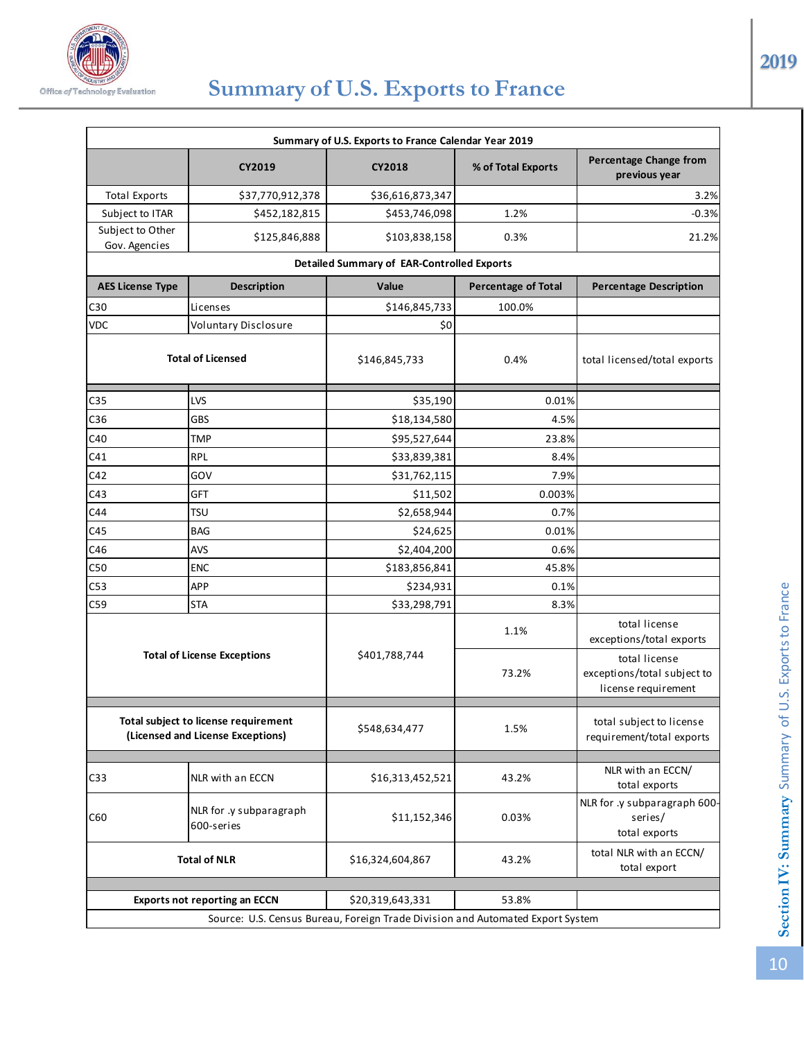# Summary of U.S. Exports to France

| Summary of U.S. Exports to France Calendar Year 2019 | | | | |
|---|---|---|---|---|
| | **CY2019** | **CY2018** | **% of Total Exports** | **Percentage Change from previous year** |
| Total Exports | $37,770,912,378 | $36,616,873,347 | | 3.2% |
| Subject to ITAR | $452,182,815 | $453,746,098 | 1.2% | -0.3% |
| Subject to Other Gov. Agencies | $125,846,888 | $103,838,158 | 0.3% | 21.2% |
| **Detailed Summary of EAR-Controlled Exports** | | | | |
| **AES License Type** | **Description** | **Value** | **Percentage of Total** | **Percentage Description** |
| C30 | Licenses | $146,845,733 | 100.0% | |
| VDC | Voluntary Disclosure | $0 | | |
| **Total of Licensed** | | $146,845,733 | 0.4% | total licensed/total exports |
| C35 | LVS | $35,190 | 0.01% | |
| C36 | GBS | $18,134,580 | 4.5% | |
| C40 | TMP | $95,527,644 | 23.8% | |
| C41 | RPL | $33,839,381 | 8.4% | |
| C42 | GOV | $31,762,115 | 7.9% | |
| C43 | GFT | $11,502 | 0.003% | |
| C44 | TSU | $2,658,944 | 0.7% | |
| C45 | BAG | $24,625 | 0.01% | |
| C46 | AVS | $2,404,200 | 0.6% | |
| C50 | ENC | $183,856,841 | 45.8% | |
| C53 | APP | $234,931 | 0.1% | |
| C59 | STA | $33,298,791 | 8.3% | |
| **Total of License Exceptions** | | $401,788,744 | 1.1% | total license exceptions/total exports |
| | | | 73.2% | total license exceptions/total subject to license requirement |
| **Total subject to license requirement (Licensed and License Exceptions)** | | $548,634,477 | 1.5% | total subject to license requirement/total exports |
| C33 | NLR with an ECCN | $16,313,452,521 | 43.2% | NLR with an ECCN/ total exports |
| C60 | NLR for .y subparagraph 600-series | $11,152,346 | 0.03% | NLR for .y subparagraph 600-series/ total exports |
| **Total of NLR** | | $16,324,604,867 | 43.2% | total NLR with an ECCN/ total export |
| **Exports not reporting an ECCN** | | $20,319,643,331 | 53.8% | |

Source: U.S. Census Bureau, Foreign Trade Division and Automated Export System